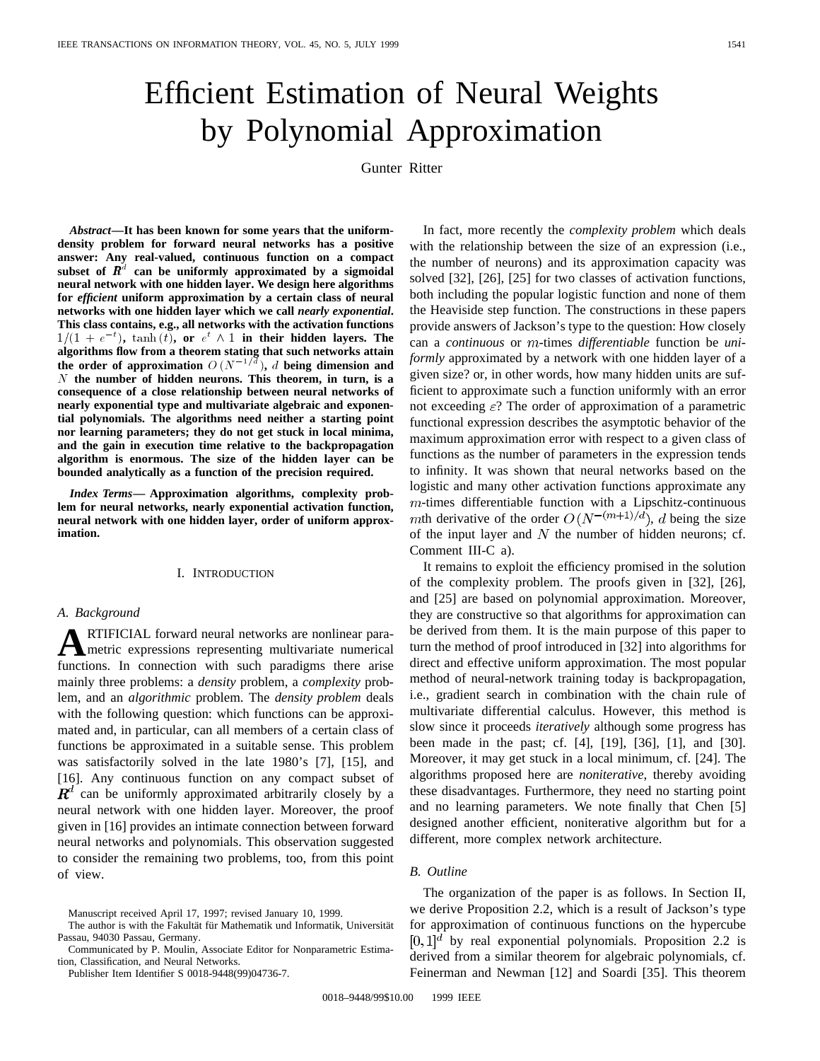# Efficient Estimation of Neural Weights by Polynomial Approximation

Gunter Ritter

***Abstract*—It has been known for some years that the uniform-density problem for forward neural networks has a positive answer: Any real-valued, continuous function on a compact subset of $\boldsymbol{R}^d$ can be uniformly approximated by a sigmoidal neural network with one hidden layer. We design here algorithms for *efficient* uniform approximation by a certain class of neural networks with one hidden layer which we call *nearly exponential*. This class contains, e.g., all networks with the activation functions $1/(1+e^{-t})$, $\tanh(t)$, or $e^t \wedge 1$ in their hidden layers. The algorithms flow from a theorem stating that such networks attain the order of approximation $O(N^{-1/d})$, $d$ being dimension and $N$ the number of hidden neurons. This theorem, in turn, is a consequence of a close relationship between neural networks of nearly exponential type and multivariate algebraic and exponential polynomials. The algorithms need neither a starting point nor learning parameters; they do not get stuck in local minima, and the gain in execution time relative to the backpropagation algorithm is enormous. The size of the hidden layer can be bounded analytically as a function of the precision required.**

***Index Terms*— Approximation algorithms, complexity problem for neural networks, nearly exponential activation function, neural network with one hidden layer, order of uniform approximation.**

## I. Introduction

### A. Background

Artificial forward neural networks are nonlinear parametric expressions representing multivariate numerical functions. In connection with such paradigms there arise mainly three problems: a *density* problem, a *complexity* problem, and an *algorithmic* problem. The *density problem* deals with the following question: which functions can be approximated and, in particular, can all members of a certain class of functions be approximated in a suitable sense. This problem was satisfactorily solved in the late 1980's [7], [15], and [16]. Any continuous function on any compact subset of $\boldsymbol{R}^d$ can be uniformly approximated arbitrarily closely by a neural network with one hidden layer. Moreover, the proof given in [16] provides an intimate connection between forward neural networks and polynomials. This observation suggested to consider the remaining two problems, too, from this point of view.

In fact, more recently the *complexity problem* which deals with the relationship between the size of an expression (i.e., the number of neurons) and its approximation capacity was solved [32], [26], [25] for two classes of activation functions, both including the popular logistic function and none of them the Heaviside step function. The constructions in these papers provide answers of Jackson's type to the question: How closely can a *continuous* or $m$-times *differentiable* function be *uniformly* approximated by a network with one hidden layer of a given size? or, in other words, how many hidden units are sufficient to approximate such a function uniformly with an error not exceeding $\varepsilon$? The order of approximation of a parametric functional expression describes the asymptotic behavior of the maximum approximation error with respect to a given class of functions as the number of parameters in the expression tends to infinity. It was shown that neural networks based on the logistic and many other activation functions approximate any $m$-times differentiable function with a Lipschitz-continuous $m$th derivative of the order $O(N^{-(m+1)/d})$, $d$ being the size of the input layer and $N$ the number of hidden neurons; cf. Comment III-C a).

It remains to exploit the efficiency promised in the solution of the complexity problem. The proofs given in [32], [26], and [25] are based on polynomial approximation. Moreover, they are constructive so that algorithms for approximation can be derived from them. It is the main purpose of this paper to turn the method of proof introduced in [32] into algorithms for direct and effective uniform approximation. The most popular method of neural-network training today is backpropagation, i.e., gradient search in combination with the chain rule of multivariate differential calculus. However, this method is slow since it proceeds *iteratively* although some progress has been made in the past; cf. [4], [19], [36], [1], and [30]. Moreover, it may get stuck in a local minimum, cf. [24]. The algorithms proposed here are *noniterative*, thereby avoiding these disadvantages. Furthermore, they need no starting point and no learning parameters. We note finally that Chen [5] designed another efficient, noniterative algorithm but for a different, more complex network architecture.

### B. Outline

The organization of the paper is as follows. In Section II, we derive Proposition 2.2, which is a result of Jackson's type for approximation of continuous functions on the hypercube $[0,1]^d$ by real exponential polynomials. Proposition 2.2 is derived from a similar theorem for algebraic polynomials, cf. Feinerman and Newman [12] and Soardi [35]. This theorem

---

Manuscript received April 17, 1997; revised January 10, 1999.

The author is with the Fakultät für Mathematik und Informatik, Universität Passau, 94030 Passau, Germany.

Communicated by P. Moulin, Associate Editor for Nonparametric Estimation, Classification, and Neural Networks.

Publisher Item Identifier S 0018-9448(99)04736-7.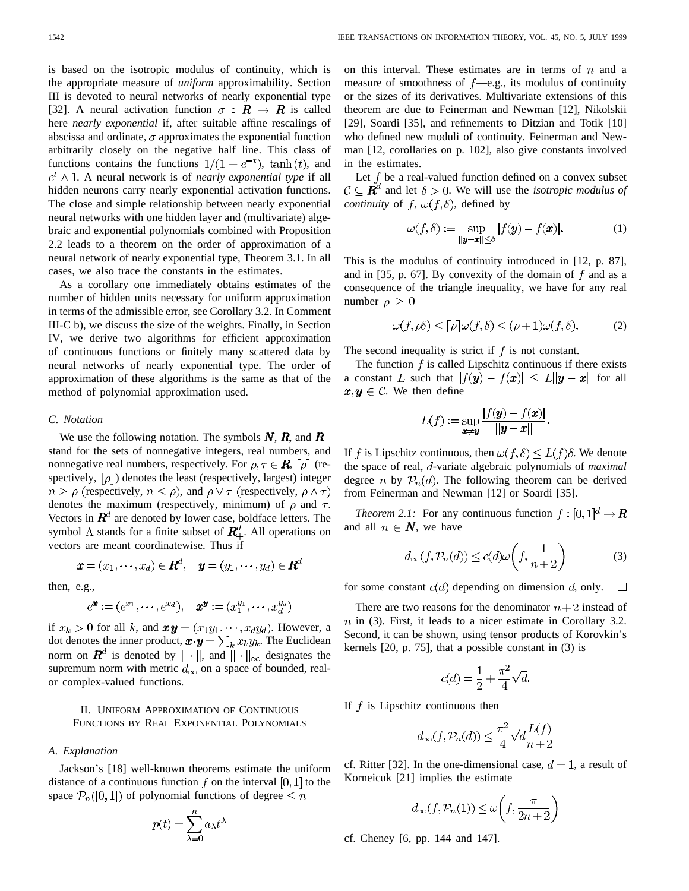is based on the isotropic modulus of continuity, which is the appropriate measure of *uniform* approximability. Section III is devoted to neural networks of nearly exponential type [32]. A neural activation function $\sigma : \boldsymbol{R} \rightarrow \boldsymbol{R}$ is called here *nearly exponential* if, after suitable affine rescalings of abscissa and ordinate, $\sigma$ approximates the exponential function arbitrarily closely on the negative half line. This class of functions contains the functions $1/(1+e^{-t})$, $\tanh(t)$, and $e^t \wedge 1$. A neural network is of *nearly exponential type* if all hidden neurons carry nearly exponential activation functions. The close and simple relationship between nearly exponential neural networks with one hidden layer and (multivariate) algebraic and exponential polynomials combined with Proposition 2.2 leads to a theorem on the order of approximation of a neural network of nearly exponential type, Theorem 3.1. In all cases, we also trace the constants in the estimates.

As a corollary one immediately obtains estimates of the number of hidden units necessary for uniform approximation in terms of the admissible error, see Corollary 3.2. In Comment III-C b), we discuss the size of the weights. Finally, in Section IV, we derive two algorithms for efficient approximation of continuous functions or finitely many scattered data by neural networks of nearly exponential type. The order of approximation of these algorithms is the same as that of the method of polynomial approximation used.

### C. Notation

We use the following notation. The symbols $\boldsymbol{N}$, $\boldsymbol{R}$, and $\boldsymbol{R}_+$ stand for the sets of nonnegative integers, real numbers, and nonnegative real numbers, respectively. For $\rho, \tau \in \boldsymbol{R}$, $\lceil \rho \rceil$ (respectively, $\lfloor \rho \rfloor$) denotes the least (respectively, largest) integer $n \geq \rho$ (respectively, $n \leq \rho$), and $\rho \vee \tau$ (respectively, $\rho \wedge \tau$) denotes the maximum (respectively, minimum) of $\rho$ and $\tau$. Vectors in $\boldsymbol{R}^d$ are denoted by lower case, boldface letters. The symbol $\Lambda$ stands for a finite subset of $\boldsymbol{R}_+^d$. All operations on vectors are meant coordinatewise. Thus if

$$\boldsymbol{x} = (x_1, \cdots, x_d) \in \boldsymbol{R}^d, \quad \boldsymbol{y} = (y_1, \cdots, y_d) \in \boldsymbol{R}^d$$

then, e.g.,

$$e^{\boldsymbol{x}} := (e^{x_1}, \cdots, e^{x_d}), \quad \boldsymbol{x}^{\boldsymbol{y}} := (x_1^{y_1}, \cdots, x_d^{y_d})$$

if $x_k > 0$ for all $k$, and $\boldsymbol{x}\boldsymbol{y} = (x_1 y_1, \cdots, x_d y_d)$. However, a dot denotes the inner product, $\boldsymbol{x} \cdot \boldsymbol{y} = \sum_k x_k y_k$. The Euclidean norm on $\boldsymbol{R}^d$ is denoted by $\|\cdot\|$, and $\|\cdot\|_\infty$ designates the supremum norm with metric $d_\infty$ on a space of bounded, real- or complex-valued functions.

## II. Uniform Approximation of Continuous Functions by Real Exponential Polynomials

### A. Explanation

Jackson's [18] well-known theorems estimate the uniform distance of a continuous function $f$ on the interval $[0, 1]$ to the space $\mathcal{P}_n([0, 1])$ of polynomial functions of degree $\leq n$

$$p(t) = \sum_{\lambda=0}^{n} a_\lambda t^\lambda$$

on this interval. These estimates are in terms of $n$ and a measure of smoothness of $f$—e.g., its modulus of continuity or the sizes of its derivatives. Multivariate extensions of this theorem are due to Feinerman and Newman [12], Nikolskii [29], Soardi [35], and refinements to Ditzian and Totik [10] who defined new moduli of continuity. Feinerman and Newman [12, corollaries on p. 102], also give constants involved in the estimates.

Let $f$ be a real-valued function defined on a convex subset $\mathcal{C} \subseteq \boldsymbol{R}^d$ and let $\delta > 0$. We will use the *isotropic modulus of continuity* of $f$, $\omega(f, \delta)$, defined by

$$\omega(f, \delta) := \sup_{\|\boldsymbol{y}-\boldsymbol{x}\| \leq \delta} |f(\boldsymbol{y}) - f(\boldsymbol{x})|. \tag{1}$$

This is the modulus of continuity introduced in [12, p. 87], and in [35, p. 67]. By convexity of the domain of $f$ and as a consequence of the triangle inequality, we have for any real number $\rho \geq 0$

$$\omega(f, \rho\delta) \leq \lceil \rho \rceil \omega(f, \delta) \leq (\rho + 1)\omega(f, \delta). \tag{2}$$

The second inequality is strict if $f$ is not constant.

The function $f$ is called Lipschitz continuous if there exists a constant $L$ such that $|f(\boldsymbol{y}) - f(\boldsymbol{x})| \leq L\|\boldsymbol{y} - \boldsymbol{x}\|$ for all $\boldsymbol{x}, \boldsymbol{y} \in \mathcal{C}$. We then define

$$L(f) := \sup_{\boldsymbol{x} \neq \boldsymbol{y}} \frac{|f(\boldsymbol{y}) - f(\boldsymbol{x})|}{\|\boldsymbol{y} - \boldsymbol{x}\|}.$$

If $f$ is Lipschitz continuous, then $\omega(f, \delta) \leq L(f)\delta$. We denote the space of real, $d$-variate algebraic polynomials of *maximal* degree $n$ by $\mathcal{P}_n(d)$. The following theorem can be derived from Feinerman and Newman [12] or Soardi [35].

*Theorem 2.1:* For any continuous function $f : [0, 1]^d \rightarrow \boldsymbol{R}$ and all $n \in \boldsymbol{N}$, we have

$$d_\infty(f, \mathcal{P}_n(d)) \leq c(d)\omega\left(f, \frac{1}{n+2}\right) \tag{3}$$

for some constant $c(d)$ depending on dimension $d$, only. $\square$

There are two reasons for the denominator $n+2$ instead of $n$ in (3). First, it leads to a nicer estimate in Corollary 3.2. Second, it can be shown, using tensor products of Korovkin's kernels [20, p. 75], that a possible constant in (3) is

$$c(d) = \frac{1}{2} + \frac{\pi^2}{4}\sqrt{d}.$$

If $f$ is Lipschitz continuous then

$$d_\infty(f, \mathcal{P}_n(d)) \leq \frac{\pi^2}{4}\sqrt{d}\frac{L(f)}{n+2}$$

cf. Ritter [32]. In the one-dimensional case, $d = 1$, a result of Korneicuk [21] implies the estimate

$$d_\infty(f, \mathcal{P}_n(1)) \leq \omega\left(f, \frac{\pi}{2n+2}\right)$$

cf. Cheney [6, pp. 144 and 147].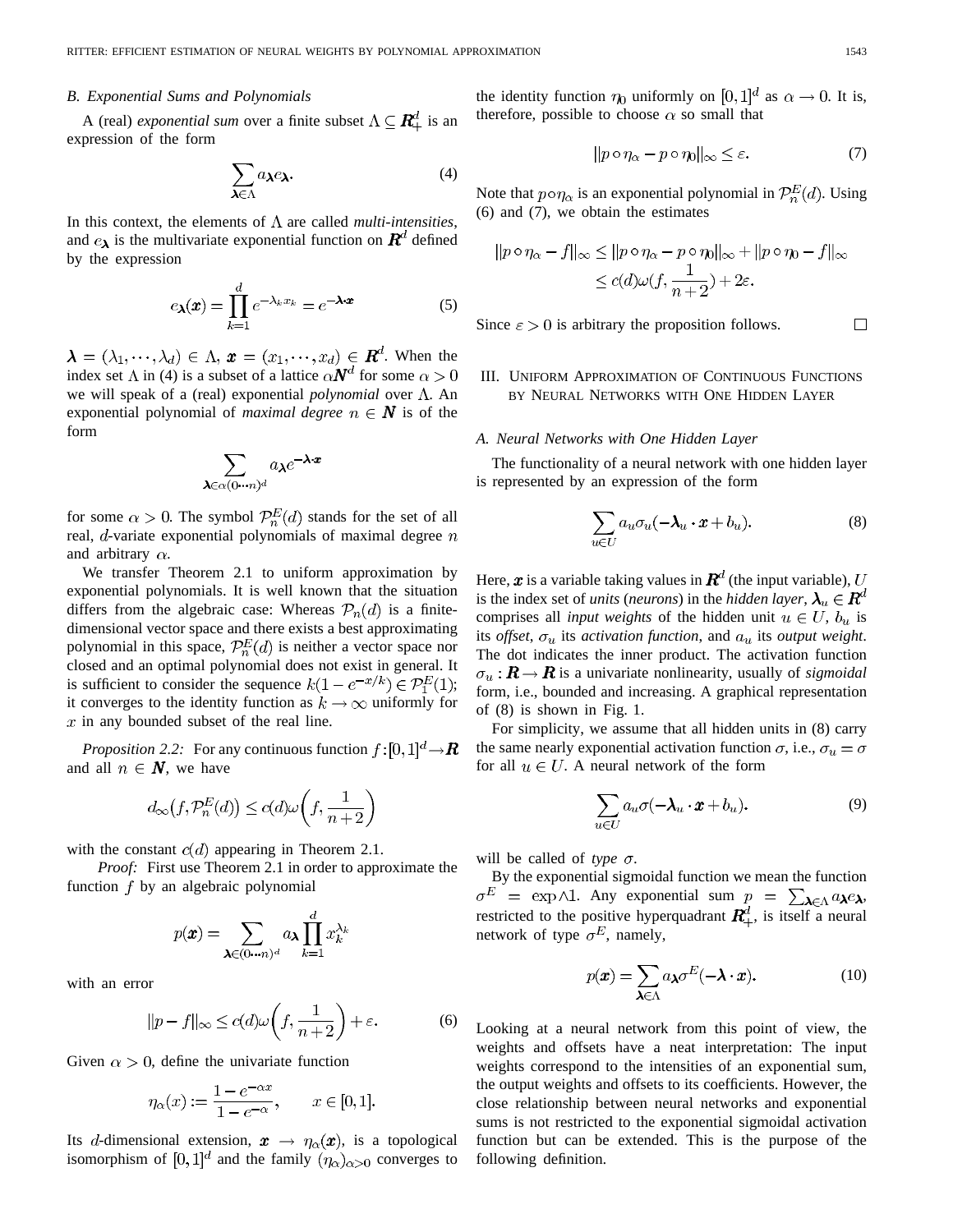### B. Exponential Sums and Polynomials

A (real) *exponential sum* over a finite subset $\Lambda \subseteq \boldsymbol{R}_+^d$ is an expression of the form

$$\sum_{\boldsymbol{\lambda} \in \Lambda} a_{\boldsymbol{\lambda}} e_{\boldsymbol{\lambda}}. \tag{4}$$

In this context, the elements of $\Lambda$ are called *multi-intensities*, and $e_{\boldsymbol{\lambda}}$ is the multivariate exponential function on $\boldsymbol{R}^d$ defined by the expression

$$e_{\boldsymbol{\lambda}}(\boldsymbol{x}) = \prod_{k=1}^{d} e^{-\lambda_k x_k} = e^{-\boldsymbol{\lambda} \cdot \boldsymbol{x}} \tag{5}$$

$\boldsymbol{\lambda} = (\lambda_1, \cdots, \lambda_d) \in \Lambda$, $\boldsymbol{x} = (x_1, \cdots, x_d) \in \boldsymbol{R}^d$. When the index set $\Lambda$ in (4) is a subset of a lattice $\alpha \boldsymbol{N}^d$ for some $\alpha > 0$ we will speak of a (real) exponential *polynomial* over $\Lambda$. An exponential polynomial of *maximal degree* $n \in \boldsymbol{N}$ is of the form

$$\sum_{\boldsymbol{\lambda} \in \alpha(0 \cdots n)^d} a_{\boldsymbol{\lambda}} e^{-\boldsymbol{\lambda} \cdot \boldsymbol{x}}$$

for some $\alpha > 0$. The symbol $\mathcal{P}_n^E(d)$ stands for the set of all real, $d$-variate exponential polynomials of maximal degree $n$ and arbitrary $\alpha$.

We transfer Theorem 2.1 to uniform approximation by exponential polynomials. It is well known that the situation differs from the algebraic case: Whereas $\mathcal{P}_n(d)$ is a finite-dimensional vector space and there exists a best approximating polynomial in this space, $\mathcal{P}_n^E(d)$ is neither a vector space nor closed and an optimal polynomial does not exist in general. It is sufficient to consider the sequence $k(1 - e^{-x/k}) \in \mathcal{P}_1^E(1)$; it converges to the identity function as $k \to \infty$ uniformly for $x$ in any bounded subset of the real line.

*Proposition 2.2:* For any continuous function $f: [0,1]^d \to \boldsymbol{R}$ and all $n \in \boldsymbol{N}$, we have

$$d_\infty\big(f, \mathcal{P}_n^E(d)\big) \le c(d)\omega\left(f, \frac{1}{n+2}\right)$$

with the constant $c(d)$ appearing in Theorem 2.1.

*Proof:* First use Theorem 2.1 in order to approximate the function $f$ by an algebraic polynomial

$$p(\boldsymbol{x}) = \sum_{\boldsymbol{\lambda} \in (0 \cdots n)^d} a_{\boldsymbol{\lambda}} \prod_{k=1}^{d} x_k^{\lambda_k}$$

with an error

$$\|p - f\|_\infty \le c(d)\omega\left(f, \frac{1}{n+2}\right) + \varepsilon. \tag{6}$$

Given $\alpha > 0$, define the univariate function

$$\eta_\alpha(x) := \frac{1 - e^{-\alpha x}}{1 - e^{-\alpha}}, \qquad x \in [0,1].$$

Its $d$-dimensional extension, $\boldsymbol{x} \to \eta_\alpha(\boldsymbol{x})$, is a topological isomorphism of $[0,1]^d$ and the family $(\eta_\alpha)_{\alpha > 0}$ converges to the identity function $\eta_0$ uniformly on $[0,1]^d$ as $\alpha \to 0$. It is, therefore, possible to choose $\alpha$ so small that

$$\|p \circ \eta_\alpha - p \circ \eta_0\|_\infty \le \varepsilon. \tag{7}$$

Note that $p \circ \eta_\alpha$ is an exponential polynomial in $\mathcal{P}_n^E(d)$. Using (6) and (7), we obtain the estimates

$$\begin{aligned}\|p \circ \eta_\alpha - f\|_\infty &\le \|p \circ \eta_\alpha - p \circ \eta_0\|_\infty + \|p \circ \eta_0 - f\|_\infty \\ &\le c(d)\omega(f, \frac{1}{n+2}) + 2\varepsilon.\end{aligned}$$

Since $\varepsilon > 0$ is arbitrary the proposition follows. □

## III. Uniform Approximation of Continuous Functions by Neural Networks with One Hidden Layer

### A. Neural Networks with One Hidden Layer

The functionality of a neural network with one hidden layer is represented by an expression of the form

$$\sum_{u \in U} a_u \sigma_u(-\boldsymbol{\lambda}_u \cdot \boldsymbol{x} + b_u). \tag{8}$$

Here, $\boldsymbol{x}$ is a variable taking values in $\boldsymbol{R}^d$ (the input variable), $U$ is the index set of *units* (*neurons*) in the *hidden layer*, $\boldsymbol{\lambda}_u \in \boldsymbol{R}^d$ comprises all *input weights* of the hidden unit $u \in U$, $b_u$ is its *offset*, $\sigma_u$ its *activation function*, and $a_u$ its *output weight*. The dot indicates the inner product. The activation function $\sigma_u : \boldsymbol{R} \to \boldsymbol{R}$ is a univariate nonlinearity, usually of *sigmoidal* form, i.e., bounded and increasing. A graphical representation of (8) is shown in Fig. 1.

For simplicity, we assume that all hidden units in (8) carry the same nearly exponential activation function $\sigma$, i.e., $\sigma_u = \sigma$ for all $u \in U$. A neural network of the form

$$\sum_{u \in U} a_u \sigma(-\boldsymbol{\lambda}_u \cdot \boldsymbol{x} + b_u). \tag{9}$$

will be called of *type* $\sigma$.

By the exponential sigmoidal function we mean the function $\sigma^E = \exp \wedge 1$. Any exponential sum $p = \sum_{\boldsymbol{\lambda} \in \Lambda} a_{\boldsymbol{\lambda}} e_{\boldsymbol{\lambda}}$, restricted to the positive hyperquadrant $\boldsymbol{R}_+^d$, is itself a neural network of type $\sigma^E$, namely,

$$p(\boldsymbol{x}) = \sum_{\boldsymbol{\lambda} \in \Lambda} a_{\boldsymbol{\lambda}} \sigma^E(-\boldsymbol{\lambda} \cdot \boldsymbol{x}). \tag{10}$$

Looking at a neural network from this point of view, the weights and offsets have a neat interpretation: The input weights correspond to the intensities of an exponential sum, the output weights and offsets to its coefficients. However, the close relationship between neural networks and exponential sums is not restricted to the exponential sigmoidal activation function but can be extended. This is the purpose of the following definition.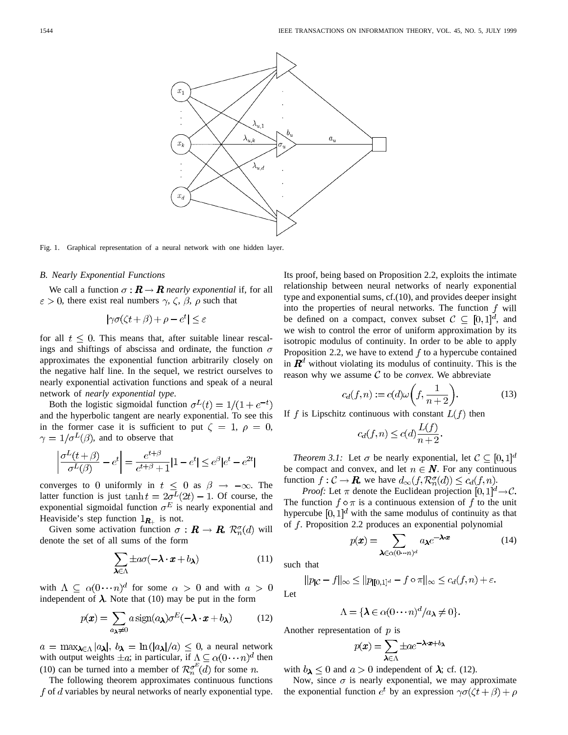Fig. 1. Graphical representation of a neural network with one hidden layer.

### B. Nearly Exponential Functions

We call a function $\sigma : \boldsymbol{R} \to \boldsymbol{R}$ *nearly exponential* if, for all $\varepsilon > 0$, there exist real numbers $\gamma$, $\zeta$, $\beta$, $\rho$ such that

$$|\gamma\sigma(\zeta t + \beta) + \rho - e^t| \le \varepsilon$$

for all $t \le 0$. This means that, after suitable linear rescalings and shiftings of abscissa and ordinate, the function $\sigma$ approximates the exponential function arbitrarily closely on the negative half line. In the sequel, we restrict ourselves to nearly exponential activation functions and speak of a neural network of *nearly exponential type*.

Both the logistic sigmoidal function $\sigma^L(t) = 1/(1+e^{-t})$ and the hyperbolic tangent are nearly exponential. To see this in the former case it is sufficient to put $\zeta = 1$, $\rho = 0$, $\gamma = 1/\sigma^L(\beta)$, and to observe that

$$\left|\frac{\sigma^L(t+\beta)}{\sigma^L(\beta)} - e^t\right| = \frac{e^{t+\beta}}{e^{t+\beta}+1}|1-e^t| \le e^\beta|e^t - e^{2t}|$$

converges to 0 uniformly in $t \le 0$ as $\beta \to -\infty$. The latter function is just $\tanh t = 2\sigma^L(2t) - 1$. Of course, the exponential sigmoidal function $\sigma^E$ is nearly exponential and Heaviside's step function $1_{\boldsymbol{R}_+}$ is not.

Given some activation function $\sigma : \boldsymbol{R} \to \boldsymbol{R}$, $\mathcal{R}_n^\sigma(d)$ will denote the set of all sums of the form

$$\sum_{\boldsymbol{\lambda}\in\Lambda} \pm a\sigma(-\boldsymbol{\lambda}\cdot\boldsymbol{x} + b_{\boldsymbol{\lambda}}) \tag{11}$$

with $\Lambda \subseteq \alpha(0\cdots n)^d$ for some $\alpha > 0$ and with $a > 0$ independent of $\boldsymbol{\lambda}$. Note that (10) may be put in the form

$$p(\boldsymbol{x}) = \sum_{a_{\boldsymbol{\lambda}}\neq 0} a\,\mathrm{sign}(a_{\boldsymbol{\lambda}})\sigma^E(-\boldsymbol{\lambda}\cdot\boldsymbol{x} + b_{\boldsymbol{\lambda}}) \tag{12}$$

$a = \max_{\boldsymbol{\lambda}\in\Lambda}|a_{\boldsymbol{\lambda}}|$, $b_{\boldsymbol{\lambda}} = \ln(|a_{\boldsymbol{\lambda}}|/a) \le 0$, a neural network with output weights $\pm a$; in particular, if $\Lambda \subseteq \alpha(0\cdots n)^d$ then (10) can be turned into a member of $\mathcal{R}_n^{\sigma^E}(d)$ for some $n$.

The following theorem approximates continuous functions $f$ of $d$ variables by neural networks of nearly exponential type. Its proof, being based on Proposition 2.2, exploits the intimate relationship between neural networks of nearly exponential type and exponential sums, cf.(10), and provides deeper insight into the properties of neural networks. The function $f$ will be defined on a compact, convex subset $\mathcal{C} \subseteq [0,1]^d$, and we wish to control the error of uniform approximation by its isotropic modulus of continuity. In order to be able to apply Proposition 2.2, we have to extend $f$ to a hypercube contained in $\boldsymbol{R}^d$ without violating its modulus of continuity. This is the reason why we assume $\mathcal{C}$ to be *convex*. We abbreviate

$$c_d(f,n) := c(d)\omega\left(f, \frac{1}{n+2}\right). \tag{13}$$

If $f$ is Lipschitz continuous with constant $L(f)$ then

$$c_d(f,n) \le c(d)\frac{L(f)}{n+2}.$$

*Theorem 3.1:* Let $\sigma$ be nearly exponential, let $\mathcal{C} \subseteq [0,1]^d$ be compact and convex, and let $n \in \boldsymbol{N}$. For any continuous function $f : \mathcal{C} \to \boldsymbol{R}$, we have $d_\infty(f, \mathcal{R}_n^\sigma(d)) \le c_d(f,n)$.

*Proof:* Let $\pi$ denote the Euclidean projection $[0,1]^d \to \mathcal{C}$. The function $f \circ \pi$ is a continuous extension of $f$ to the unit hypercube $[0,1]^d$ with the same modulus of continuity as that of $f$. Proposition 2.2 produces an exponential polynomial

$$p(\boldsymbol{x}) = \sum_{\boldsymbol{\lambda}\in\alpha(0\cdots n)^d} a_{\boldsymbol{\lambda}} e^{-\boldsymbol{\lambda}\cdot\boldsymbol{x}} \tag{14}$$

such that

$$\|p|_{\mathcal{C}} - f\|_\infty \le \|p|_{[0,1]^d} - f\circ\pi\|_\infty \le c_d(f,n) + \varepsilon.$$

Let

$$\Lambda = \{\boldsymbol{\lambda} \in \alpha(0\cdots n)^d / a_{\boldsymbol{\lambda}} \neq 0\}.$$

Another representation of $p$ is

$$p(\boldsymbol{x}) = \sum_{\boldsymbol{\lambda}\in\Lambda} \pm a e^{-\boldsymbol{\lambda}\cdot\boldsymbol{x} + b_{\boldsymbol{\lambda}}}$$

with $b_{\boldsymbol{\lambda}} \le 0$ and $a > 0$ independent of $\boldsymbol{\lambda}$; cf. (12).

Now, since $\sigma$ is nearly exponential, we may approximate the exponential function $e^t$ by an expression $\gamma\sigma(\zeta t + \beta) + \rho$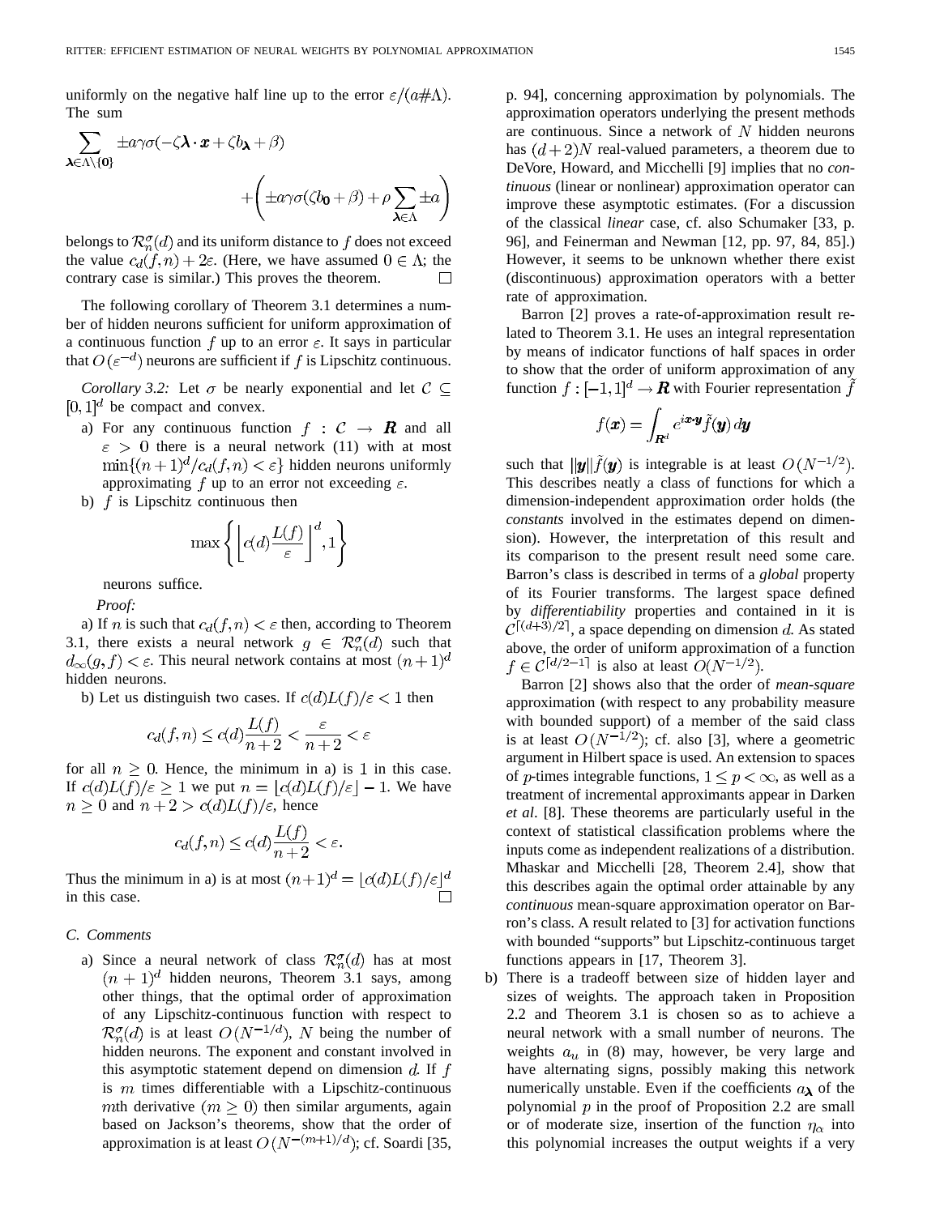uniformly on the negative half line up to the error $\varepsilon/(a\#\Lambda)$. The sum

$$\sum_{\boldsymbol{\lambda}\in\Lambda\setminus\{\mathbf{0}\}} \pm a\gamma\sigma(-\zeta\boldsymbol{\lambda}\cdot\boldsymbol{x}+\zeta b_{\boldsymbol{\lambda}}+\beta) + \left(\pm a\gamma\sigma(\zeta b_{\mathbf{0}}+\beta)+\rho\sum_{\boldsymbol{\lambda}\in\Lambda}\pm a\right)$$

belongs to $\mathcal{R}_n^\sigma(d)$ and its uniform distance to $f$ does not exceed the value $c_d(f,n)+2\varepsilon$. (Here, we have assumed $0\in\Lambda$; the contrary case is similar.) This proves the theorem. □

The following corollary of Theorem 3.1 determines a number of hidden neurons sufficient for uniform approximation of a continuous function $f$ up to an error $\varepsilon$. It says in particular that $O(\varepsilon^{-d})$ neurons are sufficient if $f$ is Lipschitz continuous.

*Corollary 3.2:* Let $\sigma$ be nearly exponential and let $\mathcal{C}\subseteq[0,1]^d$ be compact and convex.

a) For any continuous function $f:\mathcal{C}\to\boldsymbol{R}$ and all $\varepsilon>0$ there is a neural network (11) with at most $\min\{(n+1)^d/c_d(f,n)<\varepsilon\}$ hidden neurons uniformly approximating $f$ up to an error not exceeding $\varepsilon$.

b) $f$ is Lipschitz continuous then

$$\max\left\{\left\lfloor c(d)\frac{L(f)}{\varepsilon}\right\rfloor^d,1\right\}$$

neurons suffice.

*Proof:*

a) If $n$ is such that $c_d(f,n)<\varepsilon$ then, according to Theorem 3.1, there exists a neural network $g\in\mathcal{R}_n^\sigma(d)$ such that $d_\infty(g,f)<\varepsilon$. This neural network contains at most $(n+1)^d$ hidden neurons.

b) Let us distinguish two cases. If $c(d)L(f)/\varepsilon<1$ then

$$c_d(f,n)\le c(d)\frac{L(f)}{n+2}<\frac{\varepsilon}{n+2}<\varepsilon$$

for all $n\ge 0$. Hence, the minimum in a) is 1 in this case. If $c(d)L(f)/\varepsilon\ge 1$ we put $n=\lfloor c(d)L(f)/\varepsilon\rfloor-1$. We have $n\ge 0$ and $n+2>c(d)L(f)/\varepsilon$, hence

$$c_d(f,n)\le c(d)\frac{L(f)}{n+2}<\varepsilon.$$

Thus the minimum in a) is at most $(n+1)^d=\lfloor c(d)L(f)/\varepsilon\rfloor^d$ in this case. □

### C. Comments

a) Since a neural network of class $\mathcal{R}_n^\sigma(d)$ has at most $(n+1)^d$ hidden neurons, Theorem 3.1 says, among other things, that the optimal order of approximation of any Lipschitz-continuous function with respect to $\mathcal{R}_n^\sigma(d)$ is at least $O(N^{-1/d})$, $N$ being the number of hidden neurons. The exponent and constant involved in this asymptotic statement depend on dimension $d$. If $f$ is $m$ times differentiable with a Lipschitz-continuous $m$th derivative $(m\ge 0)$ then similar arguments, again based on Jackson's theorems, show that the order of approximation is at least $O(N^{-(m+1)/d})$; cf. Soardi [35, p. 94], concerning approximation by polynomials. The approximation operators underlying the present methods are continuous. Since a network of $N$ hidden neurons has $(d+2)N$ real-valued parameters, a theorem due to DeVore, Howard, and Micchelli [9] implies that no *continuous* (linear or nonlinear) approximation operator can improve these asymptotic estimates. (For a discussion of the classical *linear* case, cf. also Schumaker [33, p. 96], and Feinerman and Newman [12, pp. 97, 84, 85].) However, it seems to be unknown whether there exist (discontinuous) approximation operators with a better rate of approximation.

Barron [2] proves a rate-of-approximation result related to Theorem 3.1. He uses an integral representation by means of indicator functions of half spaces in order to show that the order of uniform approximation of any function $f:[-1,1]^d\to\boldsymbol{R}$ with Fourier representation $\tilde{f}$

$$f(\boldsymbol{x})=\int_{\boldsymbol{R}^d}e^{i\boldsymbol{x}\cdot\boldsymbol{y}}\tilde{f}(\boldsymbol{y})\,d\boldsymbol{y}$$

such that $\|\boldsymbol{y}\||\tilde{f}(\boldsymbol{y})|$ is integrable is at least $O(N^{-1/2})$. This describes neatly a class of functions for which a dimension-independent approximation order holds (the *constants* involved in the estimates depend on dimension). However, the interpretation of this result and its comparison to the present result need some care. Barron's class is described in terms of a *global* property of its Fourier transforms. The largest space defined by *differentiability* properties and contained in it is $\mathcal{C}^{\lceil(d+3)/2\rceil}$, a space depending on dimension $d$. As stated above, the order of uniform approximation of a function $f\in\mathcal{C}^{\lceil d/2-1\rceil}$ is also at least $O(N^{-1/2})$.

Barron [2] shows also that the order of *mean-square* approximation (with respect to any probability measure with bounded support) of a member of the said class is at least $O(N^{-1/2})$; cf. also [3], where a geometric argument in Hilbert space is used. An extension to spaces of $p$-times integrable functions, $1\le p<\infty$, as well as a treatment of incremental approximants appear in Darken *et al*. [8]. These theorems are particularly useful in the context of statistical classification problems where the inputs come as independent realizations of a distribution. Mhaskar and Micchelli [28, Theorem 2.4], show that this describes again the optimal order attainable by any *continuous* mean-square approximation operator on Barron's class. A result related to [3] for activation functions with bounded "supports" but Lipschitz-continuous target functions appears in [17, Theorem 3].

b) There is a tradeoff between size of hidden layer and sizes of weights. The approach taken in Proposition 2.2 and Theorem 3.1 is chosen so as to achieve a neural network with a small number of neurons. The weights $a_u$ in (8) may, however, be very large and have alternating signs, possibly making this network numerically unstable. Even if the coefficients $a_{\boldsymbol{\lambda}}$ of the polynomial $p$ in the proof of Proposition 2.2 are small or of moderate size, insertion of the function $\eta_\alpha$ into this polynomial increases the output weights if a very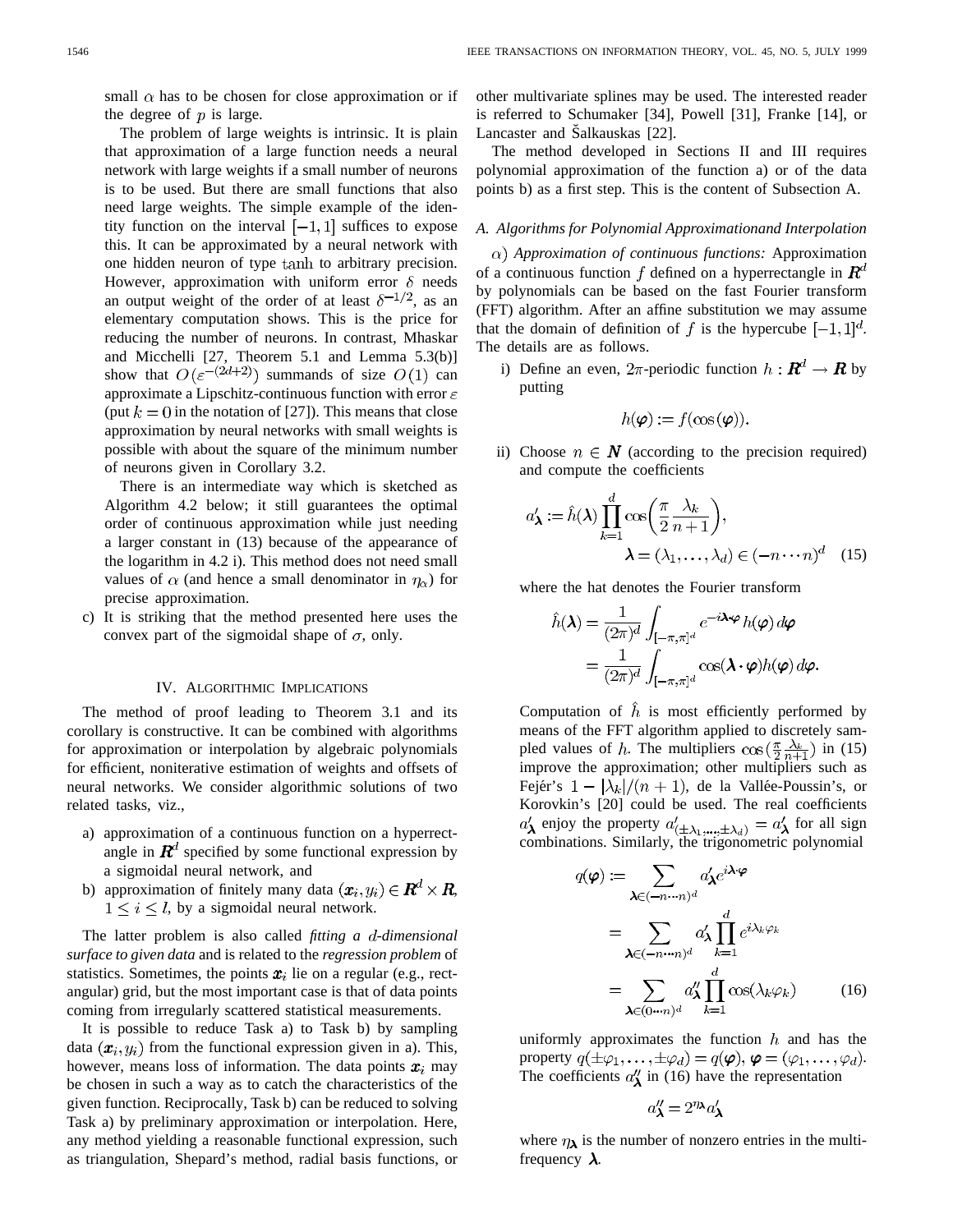small $\alpha$ has to be chosen for close approximation or if the degree of $p$ is large.

The problem of large weights is intrinsic. It is plain that approximation of a large function needs a neural network with large weights if a small number of neurons is to be used. But there are small functions that also need large weights. The simple example of the identity function on the interval $[-1, 1]$ suffices to expose this. It can be approximated by a neural network with one hidden neuron of type $\tanh$ to arbitrary precision. However, approximation with uniform error $\delta$ needs an output weight of the order of at least $\delta^{-1/2}$, as an elementary computation shows. This is the price for reducing the number of neurons. In contrast, Mhaskar and Micchelli [27, Theorem 5.1 and Lemma 5.3(b)] show that $O(\varepsilon^{-(2d+2)})$ summands of size $O(1)$ can approximate a Lipschitz-continuous function with error $\varepsilon$ (put $k = 0$ in the notation of [27]). This means that close approximation by neural networks with small weights is possible with about the square of the minimum number of neurons given in Corollary 3.2.

There is an intermediate way which is sketched as Algorithm 4.2 below; it still guarantees the optimal order of continuous approximation while just needing a larger constant in (13) because of the appearance of the logarithm in 4.2 i). This method does not need small values of $\alpha$ (and hence a small denominator in $\eta_\alpha$) for precise approximation.

c) It is striking that the method presented here uses the convex part of the sigmoidal shape of $\sigma$, only.

## IV. Algorithmic Implications

The method of proof leading to Theorem 3.1 and its corollary is constructive. It can be combined with algorithms for approximation or interpolation by algebraic polynomials for efficient, noniterative estimation of weights and offsets of neural networks. We consider algorithmic solutions of two related tasks, viz.,

a) approximation of a continuous function on a hyperrectangle in $\boldsymbol{R}^d$ specified by some functional expression by a sigmoidal neural network, and
b) approximation of finitely many data $(\boldsymbol{x}_i, y_i) \in \boldsymbol{R}^d \times \boldsymbol{R}$, $1 \le i \le l$, by a sigmoidal neural network.

The latter problem is also called *fitting a $d$-dimensional surface to given data* and is related to the *regression problem* of statistics. Sometimes, the points $\boldsymbol{x}_i$ lie on a regular (e.g., rectangular) grid, but the most important case is that of data points coming from irregularly scattered statistical measurements.

It is possible to reduce Task a) to Task b) by sampling data $(\boldsymbol{x}_i, y_i)$ from the functional expression given in a). This, however, means loss of information. The data points $\boldsymbol{x}_i$ may be chosen in such a way as to catch the characteristics of the given function. Reciprocally, Task b) can be reduced to solving Task a) by preliminary approximation or interpolation. Here, any method yielding a reasonable functional expression, such as triangulation, Shepard's method, radial basis functions, or other multivariate splines may be used. The interested reader is referred to Schumaker [34], Powell [31], Franke [14], or Lancaster and Šalkauskas [22].

The method developed in Sections II and III requires polynomial approximation of the function a) or of the data points b) as a first step. This is the content of Subsection A.

### A. Algorithms for Polynomial Approximationand Interpolation

$\alpha$) *Approximation of continuous functions:* Approximation of a continuous function $f$ defined on a hyperrectangle in $\boldsymbol{R}^d$ by polynomials can be based on the fast Fourier transform (FFT) algorithm. After an affine substitution we may assume that the domain of definition of $f$ is the hypercube $[-1, 1]^d$. The details are as follows.

i) Define an even, $2\pi$-periodic function $h : \boldsymbol{R}^d \to \boldsymbol{R}$ by putting

$$h(\boldsymbol{\varphi}) := f(\cos(\boldsymbol{\varphi})).$$

ii) Choose $n \in \boldsymbol{N}$ (according to the precision required) and compute the coefficients

$$a'_{\boldsymbol{\lambda}} := \hat{h}(\boldsymbol{\lambda}) \prod_{k=1}^{d} \cos\left(\frac{\pi}{2} \frac{\lambda_k}{n+1}\right), \quad \boldsymbol{\lambda} = (\lambda_1, \ldots, \lambda_d) \in (-n \cdots n)^d \tag{15}$$

where the hat denotes the Fourier transform

$$\hat{h}(\boldsymbol{\lambda}) = \frac{1}{(2\pi)^d} \int_{[-\pi,\pi]^d} e^{-i\boldsymbol{\lambda}\cdot\boldsymbol{\varphi}} h(\boldsymbol{\varphi})\, d\boldsymbol{\varphi} = \frac{1}{(2\pi)^d} \int_{[-\pi,\pi]^d} \cos(\boldsymbol{\lambda}\cdot\boldsymbol{\varphi}) h(\boldsymbol{\varphi})\, d\boldsymbol{\varphi}.$$

Computation of $\hat{h}$ is most efficiently performed by means of the FFT algorithm applied to discretely sampled values of $h$. The multipliers $\cos\left(\frac{\pi}{2} \frac{\lambda_k}{n+1}\right)$ in (15) improve the approximation; other multipliers such as Fejér's $1 - |\lambda_k|/(n+1)$, de la Vallée-Poussin's, or Korovkin's [20] could be used. The real coefficients $a'_{\boldsymbol{\lambda}}$ enjoy the property $a'_{(\pm\lambda_1, \ldots, \pm\lambda_d)} = a'_{\boldsymbol{\lambda}}$ for all sign combinations. Similarly, the trigonometric polynomial

$$\begin{aligned} q(\boldsymbol{\varphi}) &:= \sum_{\boldsymbol{\lambda} \in (-n \cdots n)^d} a'_{\boldsymbol{\lambda}} e^{i\boldsymbol{\lambda}\cdot\boldsymbol{\varphi}} \\ &= \sum_{\boldsymbol{\lambda} \in (-n \cdots n)^d} a'_{\boldsymbol{\lambda}} \prod_{k=1}^{d} e^{i\lambda_k \varphi_k} \\ &= \sum_{\boldsymbol{\lambda} \in (0 \cdots n)^d} a''_{\boldsymbol{\lambda}} \prod_{k=1}^{d} \cos(\lambda_k \varphi_k) \end{aligned} \tag{16}$$

uniformly approximates the function $h$ and has the property $q(\pm\varphi_1, \ldots, \pm\varphi_d) = q(\boldsymbol{\varphi})$, $\boldsymbol{\varphi} = (\varphi_1, \ldots, \varphi_d)$. The coefficients $a''_{\boldsymbol{\lambda}}$ in (16) have the representation

$$a''_{\boldsymbol{\lambda}} = 2^{\eta_{\boldsymbol{\lambda}}} a'_{\boldsymbol{\lambda}}$$

where $\eta_{\boldsymbol{\lambda}}$ is the number of nonzero entries in the multifrequency $\boldsymbol{\lambda}$.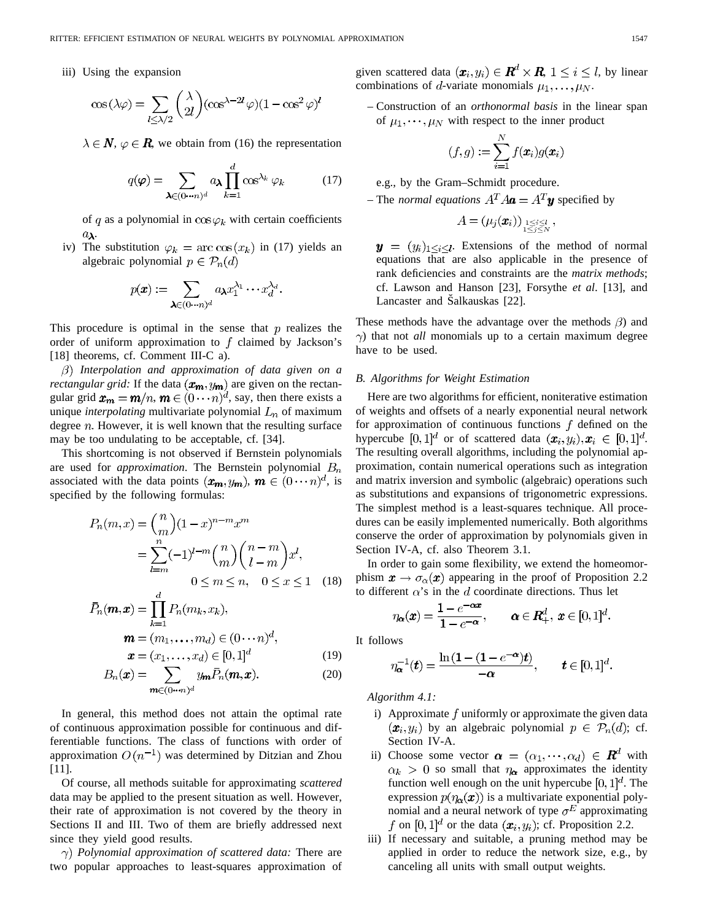iii) Using the expansion

$$\cos(\lambda\varphi) = \sum_{l \le \lambda/2} \binom{\lambda}{2l} (\cos^{\lambda-2l}\varphi)(1-\cos^2\varphi)^l$$

$\lambda \in \boldsymbol{N}$, $\varphi \in \boldsymbol{R}$, we obtain from (16) the representation

$$q(\boldsymbol{\varphi}) = \sum_{\boldsymbol{\lambda} \in (0\cdots n)^d} a_{\boldsymbol{\lambda}} \prod_{k=1}^{d} \cos^{\lambda_k} \varphi_k \tag{17}$$

of $q$ as a polynomial in $\cos\varphi_k$ with certain coefficients $a_{\boldsymbol{\lambda}}$.

iv) The substitution $\varphi_k = \arccos(x_k)$ in (17) yields an algebraic polynomial $p \in \mathcal{P}_n(d)$

$$p(\boldsymbol{x}) := \sum_{\boldsymbol{\lambda} \in (0\cdots n)^d} a_{\boldsymbol{\lambda}} x_1^{\lambda_1} \cdots x_d^{\lambda_d}.$$

This procedure is optimal in the sense that $p$ realizes the order of uniform approximation to $f$ claimed by Jackson's [18] theorems, cf. Comment III-C a).

$\beta$) *Interpolation and approximation of data given on a rectangular grid:* If the data $(\boldsymbol{x_m}, y_{\boldsymbol{m}})$ are given on the rectangular grid $\boldsymbol{x_m} = \boldsymbol{m}/n$, $\boldsymbol{m} \in (0\cdots n)^d$, say, then there exists a unique *interpolating* multivariate polynomial $L_n$ of maximum degree $n$. However, it is well known that the resulting surface may be too undulating to be acceptable, cf. [34].

This shortcoming is not observed if Bernstein polynomials are used for *approximation*. The Bernstein polynomial $B_n$ associated with the data points $(\boldsymbol{x_m}, y_{\boldsymbol{m}})$, $\boldsymbol{m} \in (0\cdots n)^d$, is specified by the following formulas:

$$\begin{aligned} P_n(m,x) &= \binom{n}{m}(1-x)^{n-m}x^m \\ &= \sum_{l=m}^{n} (-1)^{l-m} \binom{n}{m}\binom{n-m}{l-m} x^l, \\ &\qquad 0 \le m \le n, \quad 0 \le x \le 1 \end{aligned} \tag{18}$$

$$\begin{aligned} \bar{P}_n(\boldsymbol{m},\boldsymbol{x}) &= \prod_{k=1}^{d} P_n(m_k, x_k), \\ \boldsymbol{m} &= (m_1,\ldots,m_d) \in (0\cdots n)^d, \\ \boldsymbol{x} &= (x_1,\ldots,x_d) \in [0,1]^d \end{aligned} \tag{19}$$

$$B_n(\boldsymbol{x}) = \sum_{\boldsymbol{m} \in (0\cdots n)^d} y_{\boldsymbol{m}} \bar{P}_n(\boldsymbol{m},\boldsymbol{x}). \tag{20}$$

In general, this method does not attain the optimal rate of continuous approximation possible for continuous and differentiable functions. The class of functions with order of approximation $O(n^{-1})$ was determined by Ditzian and Zhou [11].

Of course, all methods suitable for approximating *scattered* data may be applied to the present situation as well. However, their rate of approximation is not covered by the theory in Sections II and III. Two of them are briefly addressed next since they yield good results.

$\gamma$) *Polynomial approximation of scattered data:* There are two popular approaches to least-squares approximation of given scattered data $(\boldsymbol{x}_i, y_i) \in \boldsymbol{R}^d \times \boldsymbol{R}$, $1 \le i \le l$, by linear combinations of $d$-variate monomials $\mu_1, \ldots, \mu_N$.

– Construction of an *orthonormal basis* in the linear span of $\mu_1, \cdots, \mu_N$ with respect to the inner product

$$(f,g) := \sum_{i=1}^{N} f(\boldsymbol{x}_i) g(\boldsymbol{x}_i)$$

e.g., by the Gram–Schmidt procedure.

– The *normal equations* $A^T A \boldsymbol{a} = A^T \boldsymbol{y}$ specified by

$$A = (\mu_j(\boldsymbol{x}_i))_{\substack{1 \le i \le l \\ 1 \le j \le N}},$$

$\boldsymbol{y} = (y_i)_{1 \le i \le l}$. Extensions of the method of normal equations that are also applicable in the presence of rank deficiencies and constraints are the *matrix methods*; cf. Lawson and Hanson [23], Forsythe *et al.* [13], and Lancaster and Šalkauskas [22].

These methods have the advantage over the methods $\beta$) and $\gamma$) that not *all* monomials up to a certain maximum degree have to be used.

## B. Algorithms for Weight Estimation

Here are two algorithms for efficient, noniterative estimation of weights and offsets of a nearly exponential neural network for approximation of continuous functions $f$ defined on the hypercube $[0,1]^d$ or of scattered data $(\boldsymbol{x}_i, y_i), \boldsymbol{x}_i \in [0,1]^d$. The resulting overall algorithms, including the polynomial approximation, contain numerical operations such as integration and matrix inversion and symbolic (algebraic) operations such as substitutions and expansions of trigonometric expressions. The simplest method is a least-squares technique. All procedures can be easily implemented numerically. Both algorithms conserve the order of approximation by polynomials given in Section IV-A, cf. also Theorem 3.1.

In order to gain some flexibility, we extend the homeomorphism $\boldsymbol{x} \to \sigma_\alpha(\boldsymbol{x})$ appearing in the proof of Proposition 2.2 to different $\alpha$'s in the $d$ coordinate directions. Thus let

$$\eta_{\boldsymbol{\alpha}}(\boldsymbol{x}) = \frac{1-e^{-\boldsymbol{\alpha}\boldsymbol{x}}}{1-e^{-\boldsymbol{\alpha}}}, \qquad \boldsymbol{\alpha} \in \boldsymbol{R}_+^d,\ \boldsymbol{x} \in [0,1]^d.$$

It follows

$$\eta_{\boldsymbol{\alpha}}^{-1}(\boldsymbol{t}) = \frac{\ln(1-(1-e^{-\boldsymbol{\alpha}})\boldsymbol{t})}{-\boldsymbol{\alpha}}, \qquad \boldsymbol{t} \in [0,1]^d.$$

*Algorithm 4.1:*

i) Approximate $f$ uniformly or approximate the given data $(\boldsymbol{x}_i, y_i)$ by an algebraic polynomial $p \in \mathcal{P}_n(d)$; cf. Section IV-A.

ii) Choose some vector $\boldsymbol{\alpha} = (\alpha_1, \cdots, \alpha_d) \in \boldsymbol{R}^d$ with $\alpha_k > 0$ so small that $\eta_{\boldsymbol{\alpha}}$ approximates the identity function well enough on the unit hypercube $[0,1]^d$. The expression $p(\eta_{\boldsymbol{\alpha}}(\boldsymbol{x}))$ is a multivariate exponential polynomial and a neural network of type $\sigma^E$ approximating $f$ on $[0,1]^d$ or the data $(\boldsymbol{x}_i, y_i)$; cf. Proposition 2.2.

iii) If necessary and suitable, a pruning method may be applied in order to reduce the network size, e.g., by canceling all units with small output weights.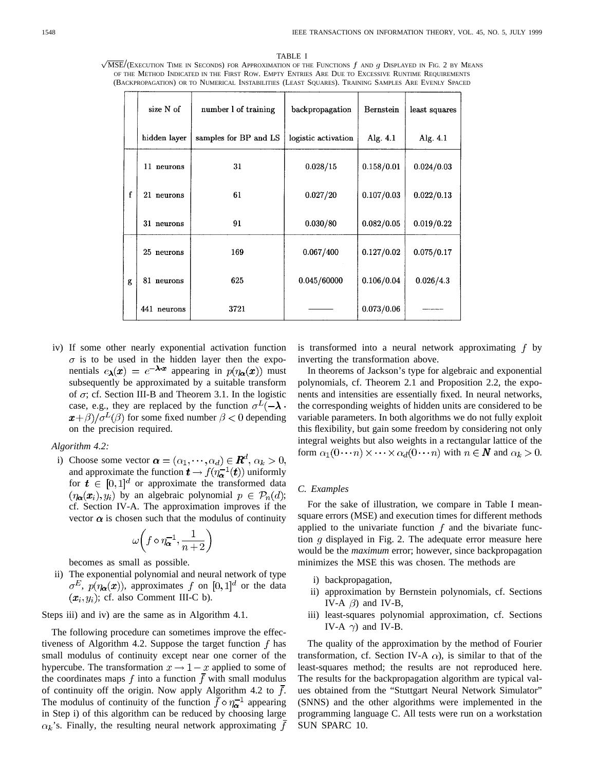TABLE I

$\sqrt{\text{MSE}}$/(EXECUTION TIME IN SECONDS) FOR APPROXIMATION OF THE FUNCTIONS $f$ AND $g$ DISPLAYED IN FIG. 2 BY MEANS OF THE METHOD INDICATED IN THE FIRST ROW. EMPTY ENTRIES ARE DUE TO EXCESSIVE RUNTIME REQUIREMENTS (BACKPROPAGATION) OR TO NUMERICAL INSTABILITIES (LEAST SQUARES). TRAINING SAMPLES ARE EVENLY SPACED

| | size N of hidden layer | number l of training samples for BP and LS | backpropagation logistic activation | Bernstein Alg. 4.1 | least squares Alg. 4.1 |
|---|---|---|---|---|---|
| f | 11 neurons | 31 | 0.028/15 | 0.158/0.01 | 0.024/0.03 |
| | 21 neurons | 61 | 0.027/20 | 0.107/0.03 | 0.022/0.13 |
| | 31 neurons | 91 | 0.030/80 | 0.082/0.05 | 0.019/0.22 |
| g | 25 neurons | 169 | 0.067/400 | 0.127/0.02 | 0.075/0.17 |
| | 81 neurons | 625 | 0.045/60000 | 0.106/0.04 | 0.026/4.3 |
| | 441 neurons | 3721 | ——— | 0.073/0.06 | ——— |

iv) If some other nearly exponential activation function $\sigma$ is to be used in the hidden layer then the exponentials $e_{\boldsymbol{\lambda}}(\boldsymbol{x}) = e^{-\boldsymbol{\lambda}\cdot\boldsymbol{x}}$ appearing in $p(\eta_{\boldsymbol{\alpha}}(\boldsymbol{x}))$ must subsequently be approximated by a suitable transform of $\sigma$; cf. Section III-B and Theorem 3.1. In the logistic case, e.g., they are replaced by the function $\sigma^L(-\boldsymbol{\lambda}\cdot\boldsymbol{x}+\beta)/\sigma^L(\beta)$ for some fixed number $\beta < 0$ depending on the precision required.

*Algorithm 4.2:*

i) Choose some vector $\boldsymbol{\alpha} = (\alpha_1, \cdots, \alpha_d) \in \boldsymbol{R}^d$, $\alpha_k > 0$, and approximate the function $\boldsymbol{t} \rightarrow f(\eta_{\boldsymbol{\alpha}}^{-1}(\boldsymbol{t}))$ uniformly for $\boldsymbol{t} \in [0,1]^d$ or approximate the transformed data $(\eta_{\boldsymbol{\alpha}}(\boldsymbol{x}_i), y_i)$ by an algebraic polynomial $p \in \mathcal{P}_n(d)$; cf. Section IV-A. The approximation improves if the vector $\boldsymbol{\alpha}$ is chosen such that the modulus of continuity

$$\omega\left(f \circ \eta_{\boldsymbol{\alpha}}^{-1}, \frac{1}{n+2}\right)$$

becomes as small as possible.

ii) The exponential polynomial and neural network of type $\sigma^E$, $p(\eta_{\boldsymbol{\alpha}}(\boldsymbol{x}))$, approximates $f$ on $[0,1]^d$ or the data $(\boldsymbol{x}_i, y_i)$; cf. also Comment III-C b).

Steps iii) and iv) are the same as in Algorithm 4.1.

The following procedure can sometimes improve the effectiveness of Algorithm 4.2. Suppose the target function $f$ has small modulus of continuity except near one corner of the hypercube. The transformation $x \rightarrow 1-x$ applied to some of the coordinates maps $f$ into a function $\bar{f}$ with small modulus of continuity off the origin. Now apply Algorithm 4.2 to $\bar{f}$. The modulus of continuity of the function $\bar{f} \circ \eta_{\boldsymbol{\alpha}}^{-1}$ appearing in Step i) of this algorithm can be reduced by choosing large $\alpha_k$'s. Finally, the resulting neural network approximating $\bar{f}$ is transformed into a neural network approximating $f$ by inverting the transformation above.

In theorems of Jackson's type for algebraic and exponential polynomials, cf. Theorem 2.1 and Proposition 2.2, the exponents and intensities are essentially fixed. In neural networks, the corresponding weights of hidden units are considered to be variable parameters. In both algorithms we do not fully exploit this flexibility, but gain some freedom by considering not only integral weights but also weights in a rectangular lattice of the form $\alpha_1(0\cdots n) \times \cdots \times \alpha_d(0\cdots n)$ with $n \in \boldsymbol{N}$ and $\alpha_k > 0$.

### C. Examples

For the sake of illustration, we compare in Table I mean-square errors (MSE) and execution times for different methods applied to the univariate function $f$ and the bivariate function $g$ displayed in Fig. 2. The adequate error measure here would be the *maximum* error; however, since backpropagation minimizes the MSE this was chosen. The methods are

i) backpropagation,
ii) approximation by Bernstein polynomials, cf. Sections IV-A $\beta$) and IV-B,
iii) least-squares polynomial approximation, cf. Sections IV-A $\gamma$) and IV-B.

The quality of the approximation by the method of Fourier transformation, cf. Section IV-A $\alpha$), is similar to that of the least-squares method; the results are not reproduced here. The results for the backpropagation algorithm are typical values obtained from the "Stuttgart Neural Network Simulator" (SNNS) and the other algorithms were implemented in the programming language C. All tests were run on a workstation SUN SPARC 10.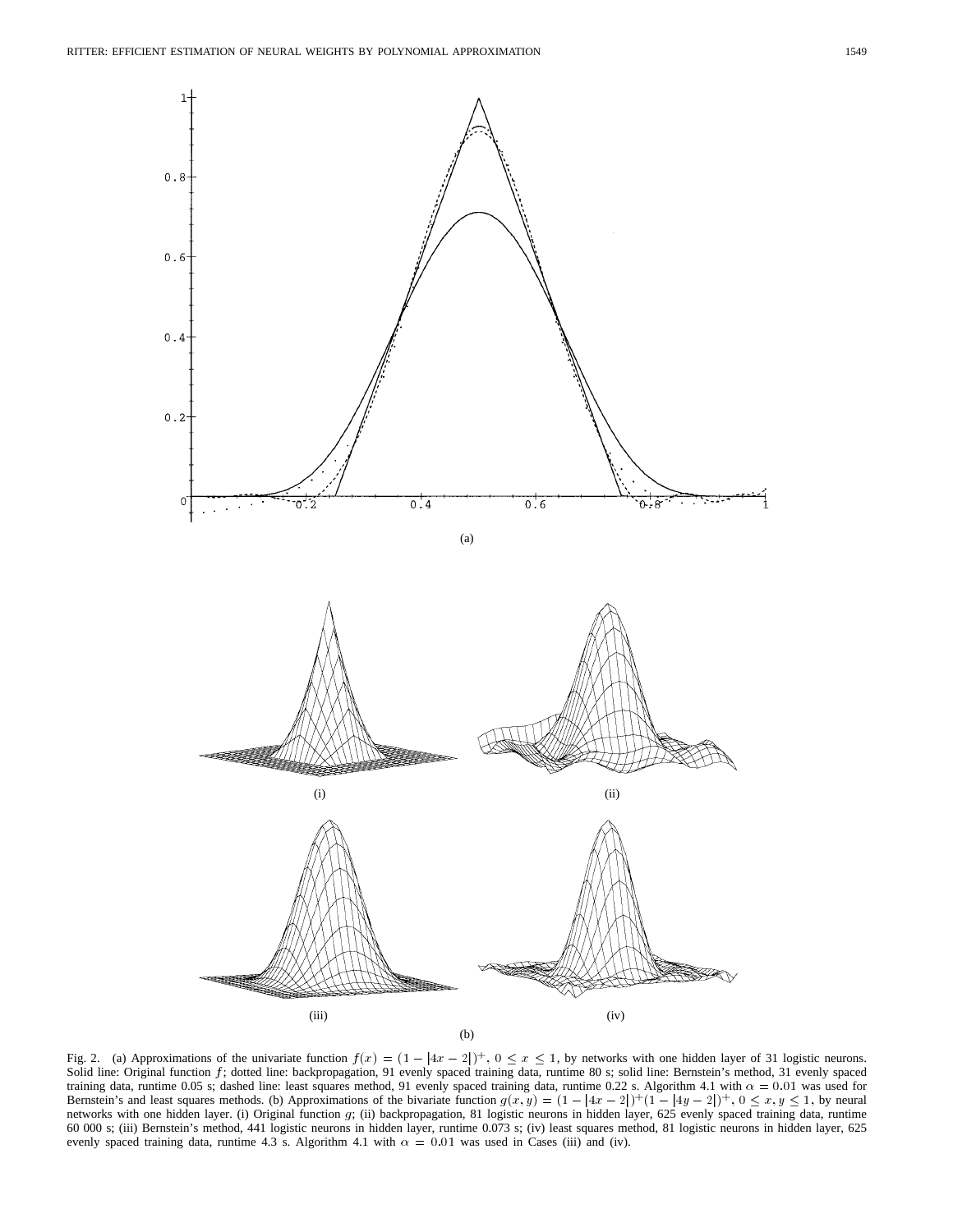Fig. 2. (a) Approximations of the univariate function $f(x) = (1 - |4x - 2|)^+$, $0 \le x \le 1$, by networks with one hidden layer of 31 logistic neurons. Solid line: Original function $f$; dotted line: backpropagation, 91 evenly spaced training data, runtime 80 s; solid line: Bernstein's method, 31 evenly spaced training data, runtime 0.05 s; dashed line: least squares method, 91 evenly spaced training data, runtime 0.22 s. Algorithm 4.1 with $\alpha = 0.01$ was used for Bernstein's and least squares methods. (b) Approximations of the bivariate function $g(x, y) = (1 - |4x - 2|)^+(1 - |4y - 2|)^+$, $0 \le x, y \le 1$, by neural networks with one hidden layer. (i) Original function $g$; (ii) backpropagation, 81 logistic neurons in hidden layer, 625 evenly spaced training data, runtime 60 000 s; (iii) Bernstein's method, 441 logistic neurons in hidden layer, runtime 0.073 s; (iv) least squares method, 81 logistic neurons in hidden layer, 625 evenly spaced training data, runtime 4.3 s. Algorithm 4.1 with $\alpha = 0.01$ was used in Cases (iii) and (iv).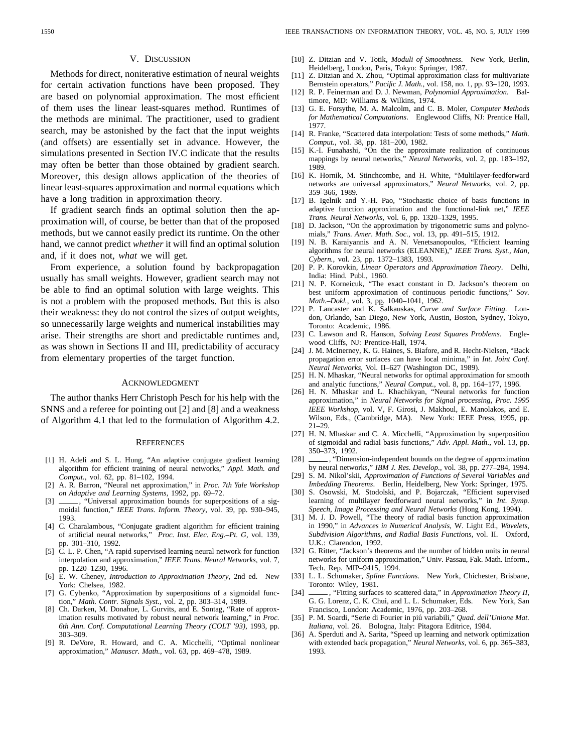## V. Discussion

Methods for direct, noniterative estimation of neural weights for certain activation functions have been proposed. They are based on polynomial approximation. The most efficient of them uses the linear least-squares method. Runtimes of the methods are minimal. The practitioner, used to gradient search, may be astonished by the fact that the input weights (and offsets) are essentially set in advance. However, the simulations presented in Section IV.C indicate that the results may often be better than those obtained by gradient search. Moreover, this design allows application of the theories of linear least-squares approximation and normal equations which have a long tradition in approximation theory.

If gradient search finds an optimal solution then the approximation will, of course, be better than that of the proposed methods, but we cannot easily predict its runtime. On the other hand, we cannot predict *whether* it will find an optimal solution and, if it does not, *what* we will get.

From experience, a solution found by backpropagation usually has small weights. However, gradient search may not be able to find an optimal solution with large weights. This is not a problem with the proposed methods. But this is also their weakness: they do not control the sizes of output weights, so unnecessarily large weights and numerical instabilities may arise. Their strengths are short and predictable runtimes and, as was shown in Sections II and III, predictability of accuracy from elementary properties of the target function.

## Acknowledgment

The author thanks Herr Christoph Pesch for his help with the SNNS and a referee for pointing out [2] and [8] and a weakness of Algorithm 4.1 that led to the formulation of Algorithm 4.2.

## References

[1] H. Adeli and S. L. Hung, "An adaptive conjugate gradient learning algorithm for efficient training of neural networks," *Appl. Math. and Comput.*, vol. 62, pp. 81–102, 1994.

[2] A. R. Barron, "Neural net approximation," in *Proc. 7th Yale Workshop on Adaptive and Learning Systems*, 1992, pp. 69–72.

[3] ——, "Universal approximation bounds for superpositions of a sigmoidal function," *IEEE Trans. Inform. Theory*, vol. 39, pp. 930–945, 1993.

[4] C. Charalambous, "Conjugate gradient algorithm for efficient training of artificial neural networks," *Proc. Inst. Elec. Eng.–Pt. G*, vol. 139, pp. 301–310, 1992.

[5] C. L. P. Chen, "A rapid supervised learning neural network for function interpolation and approximation," *IEEE Trans. Neural Networks*, vol. 7, pp. 1220–1230, 1996.

[6] E. W. Cheney, *Introduction to Approximation Theory*, 2nd ed. New York: Chelsea, 1982.

[7] G. Cybenko, "Approximation by superpositions of a sigmoidal function," *Math. Contr. Signals Syst.*, vol. 2, pp. 303–314, 1989.

[8] Ch. Darken, M. Donahue, L. Gurvits, and E. Sontag, "Rate of approximation results motivated by robust neural network learning," in *Proc. 6th Ann. Conf. Computational Learning Theory (COLT '93)*, 1993, pp. 303–309.

[9] R. DeVore, R. Howard, and C. A. Micchelli, "Optimal nonlinear approximation," *Manuscr. Math.*, vol. 63, pp. 469–478, 1989.

[10] Z. Ditzian and V. Totik, *Moduli of Smoothness*. New York, Berlin, Heidelberg, London, Paris, Tokyo: Springer, 1987.

[11] Z. Ditzian and X. Zhou, "Optimal approximation class for multivariate Bernstein operators," *Pacific J. Math.*, vol. 158, no. 1, pp. 93–120, 1993.

[12] R. P. Feinerman and D. J. Newman, *Polynomial Approximation*. Baltimore, MD: Williams & Wilkins, 1974.

[13] G. E. Forsythe, M. A. Malcolm, and C. B. Moler, *Computer Methods for Mathematical Computations*. Englewood Cliffs, NJ: Prentice Hall, 1977.

[14] R. Franke, "Scattered data interpolation: Tests of some methods," *Math. Comput.*, vol. 38, pp. 181–200, 1982.

[15] K.-I. Funahashi, "On the the approximate realization of continuous mappings by neural networks," *Neural Networks*, vol. 2, pp. 183–192, 1989.

[16] K. Hornik, M. Stinchcombe, and H. White, "Multilayer-feedforward networks are universal approximators," *Neural Networks*, vol. 2, pp. 359–366, 1989.

[17] B. Igelnik and Y.-H. Pao, "Stochastic choice of basis functions in adaptive function approximation and the functional-link net," *IEEE Trans. Neural Networks*, vol. 6, pp. 1320–1329, 1995.

[18] D. Jackson, "On the approximation by trigonometric sums and polynomials," *Trans. Amer. Math. Soc.*, vol. 13, pp. 491–515, 1912.

[19] N. B. Karaiyannis and A. N. Venetsanopoulos, "Efficient learning algorithms for neural networks (ELEANNE)," *IEEE Trans. Syst., Man, Cybern.*, vol. 23, pp. 1372–1383, 1993.

[20] P. P. Korovkin, *Linear Operators and Approximation Theory*. Delhi, India: Hind. Publ., 1960.

[21] N. P. Korneicuk, "The exact constant in D. Jackson's theorem on best uniform approximation of continuous periodic functions," *Sov. Math.–Dokl.*, vol. 3, pp. 1040–1041, 1962.

[22] P. Lancaster and K. Šalkauskas, *Curve and Surface Fitting*. London, Orlando, San Diego, New York, Austin, Boston, Sydney, Tokyo, Toronto: Academic, 1986.

[23] C. Lawson and R. Hanson, *Solving Least Squares Problems*. Englewood Cliffs, NJ: Prentice-Hall, 1974.

[24] J. M. McInerney, K. G. Haines, S. Biafore, and R. Hecht-Nielsen, "Back propagation error surfaces can have local minima," in *Int. Joint Conf. Neural Networks*, Vol. II–627 (Washington DC, 1989).

[25] H. N. Mhaskar, "Neural networks for optimal approximation for smooth and analytic functions," *Neural Comput.*, vol. 8, pp. 164–177, 1996.

[26] H. N. Mhaskar and L. Khachikyan, "Neural networks for function approximation," in *Neural Networks for Signal processing, Proc. 1995 IEEE Workshop*, vol. V, F. Girosi, J. Makhoul, E. Manolakos, and E. Wilson, Eds., (Cambridge, MA). New York: IEEE Press, 1995, pp. 21–29.

[27] H. N. Mhaskar and C. A. Micchelli, "Approximation by superposition of sigmoidal and radial basis functions," *Adv. Appl. Math.*, vol. 13, pp. 350–373, 1992.

[28] ——, "Dimension-independent bounds on the degree of approximation by neural networks," *IBM J. Res. Develop.*, vol. 38, pp. 277–284, 1994.

[29] S. M. Nikol'skii, *Approximation of Functions of Several Variables and Imbedding Theorems*. Berlin, Heidelberg, New York: Springer, 1975.

[30] S. Osowski, M. Stodolski, and P. Bojarczak, "Efficient supervised learning of multilayer feedforward neural networks," in *Int. Symp. Speech, Image Processing and Neural Networks* (Hong Kong, 1994).

[31] M. J. D. Powell, "The theory of radial basis function approximation in 1990," in *Advances in Numerical Analysis*, W. Light Ed., *Wavelets, Subdivision Algorithms, and Radial Basis Functions*, vol. II. Oxford, U.K.: Clarendon, 1992.

[32] G. Ritter, "Jackson's theorems and the number of hidden units in neural networks for uniform approximation," Univ. Passau, Fak. Math. Inform., Tech. Rep. MIP–9415, 1994.

[33] L. L. Schumaker, *Spline Functions*. New York, Chichester, Brisbane, Toronto: Wiley, 1981.

[34] ——, "Fitting surfaces to scattered data," in *Approximation Theory II*, G. G. Lorenz, C. K. Chui, and L. L. Schumaker, Eds. New York, San Francisco, London: Academic, 1976, pp. 203–268.

[35] P. M. Soardi, "Serie di Fourier in piú variabili," *Quad. dell'Unione Mat. Italiana*, vol. 26. Bologna, Italy: Pitagora Editrice, 1984.

[36] A. Sperduti and A. Sarita, "Speed up learning and network optimization with extended back propagation," *Neural Networks*, vol. 6, pp. 365–383, 1993.